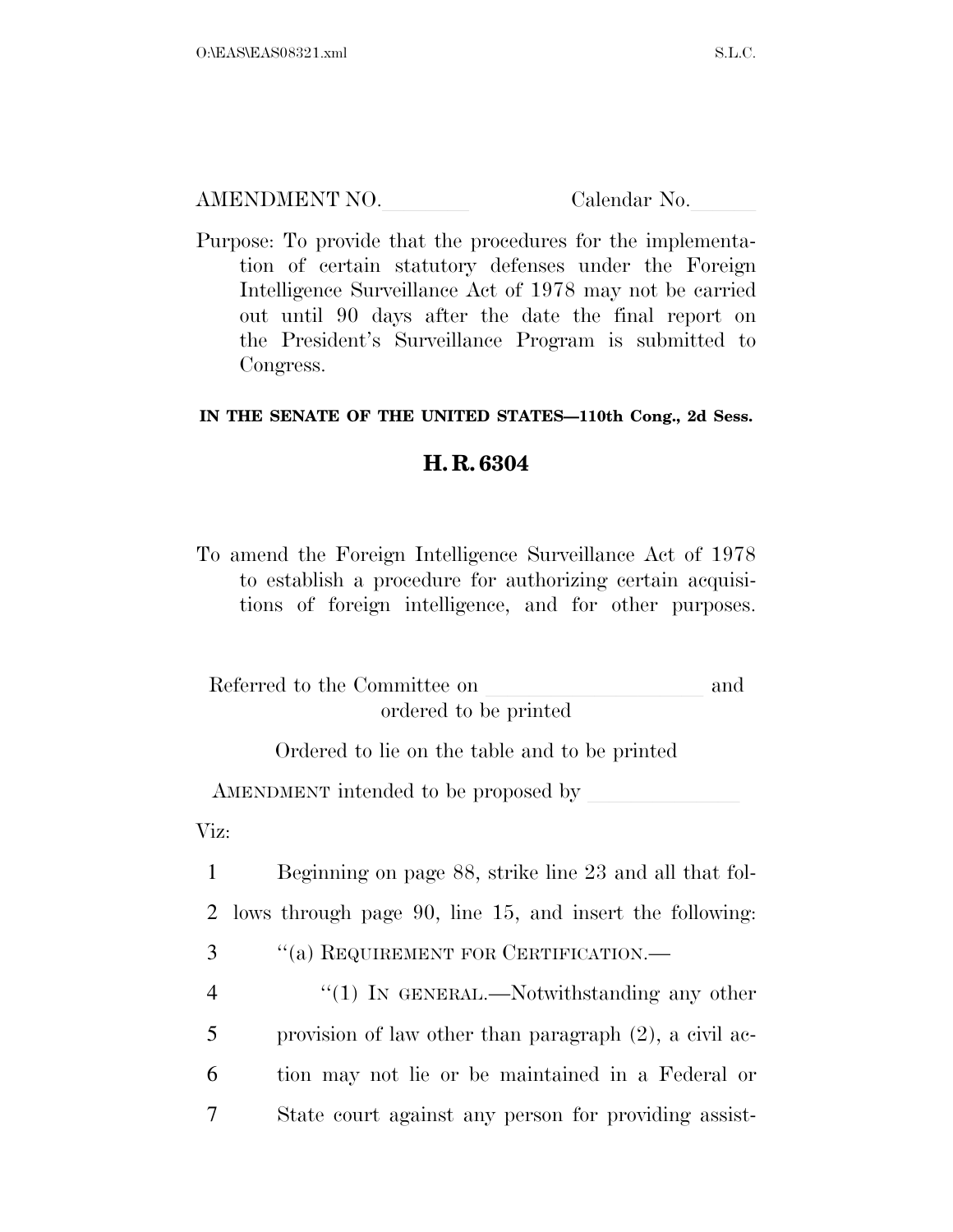AMENDMENT NO.\_\_\_\_\_\_\_\_ Calendar No.\_\_\_\_\_\_

Purpose: To provide that the procedures for the implementation of certain statutory defenses under the Foreign Intelligence Surveillance Act of 1978 may not be carried out until 90 days after the date the final report on the President's Surveillance Program is submitted to Congress.

**IN THE SENATE OF THE UNITED STATES—110th Cong., 2d Sess.**

## H. R. 6304

To amend the Foreign Intelligence Surveillance Act of 1978 to establish a procedure for authorizing certain acquisitions of foreign intelligence, and for other purposes.

Referred to the Committee on \_\_\_\_\_\_\_\_\_\_\_\_\_\_\_\_\_\_\_\_ and ordered to be printed

Ordered to lie on the table and to be printed

AMENDMENT intended to be proposed by \_\_\_\_\_\_\_\_\_\_\_\_\_\_

Viz:

1 Beginning on page 88, strike line 23 and all that fol-
2 lows through page 90, line 15, and insert the following:
3 "(a) REQUIREMENT FOR CERTIFICATION.—
4 "(1) IN GENERAL.—Notwithstanding any other
5 provision of law other than paragraph (2), a civil ac-
6 tion may not lie or be maintained in a Federal or
7 State court against any person for providing assist-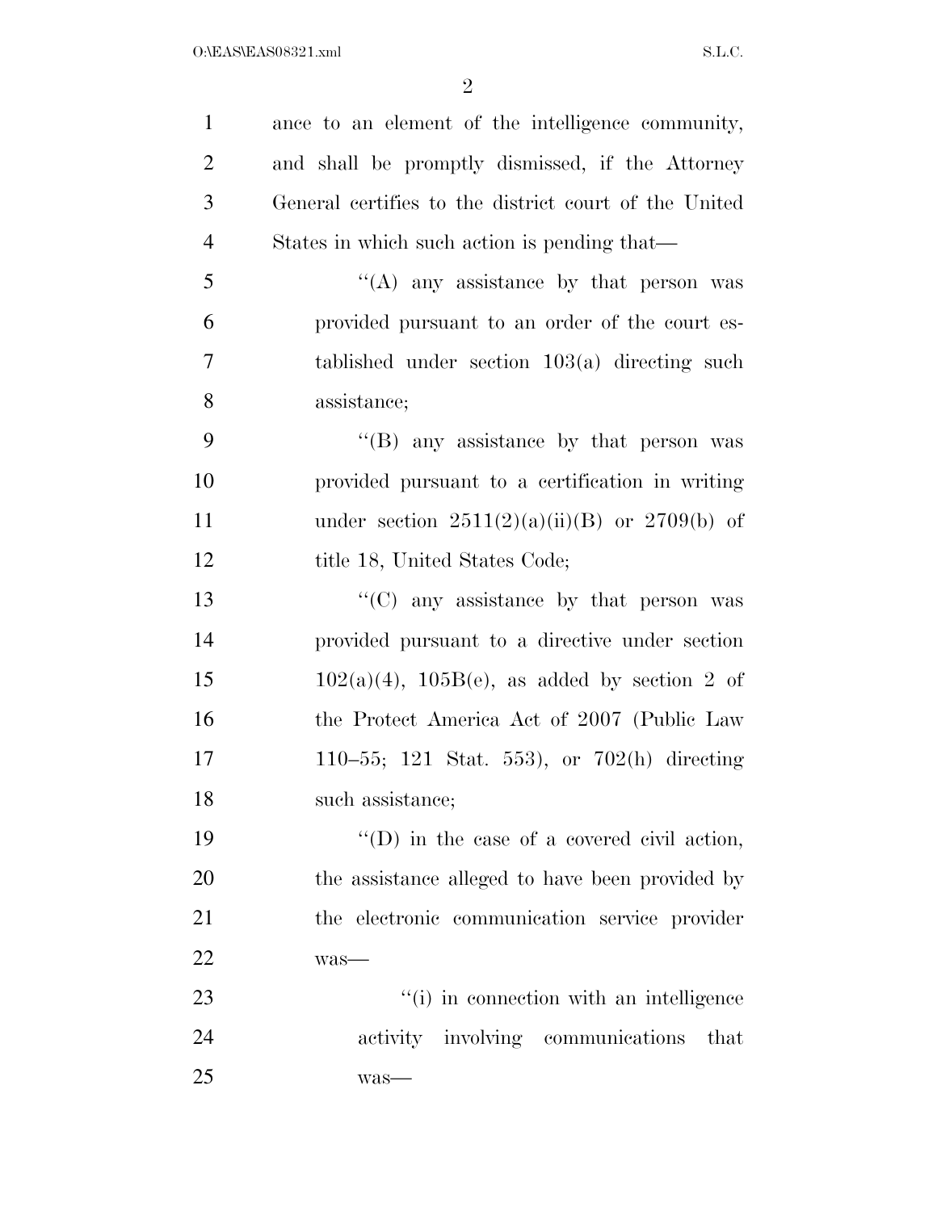ance to an element of the intelligence community, and shall be promptly dismissed, if the Attorney General certifies to the district court of the United States in which such action is pending that—

''(A) any assistance by that person was provided pursuant to an order of the court established under section 103(a) directing such assistance;

''(B) any assistance by that person was provided pursuant to a certification in writing under section 2511(2)(a)(ii)(B) or 2709(b) of title 18, United States Code;

''(C) any assistance by that person was provided pursuant to a directive under section 102(a)(4), 105B(e), as added by section 2 of the Protect America Act of 2007 (Public Law 110–55; 121 Stat. 553), or 702(h) directing such assistance;

''(D) in the case of a covered civil action, the assistance alleged to have been provided by the electronic communication service provider was—

''(i) in connection with an intelligence activity involving communications that was—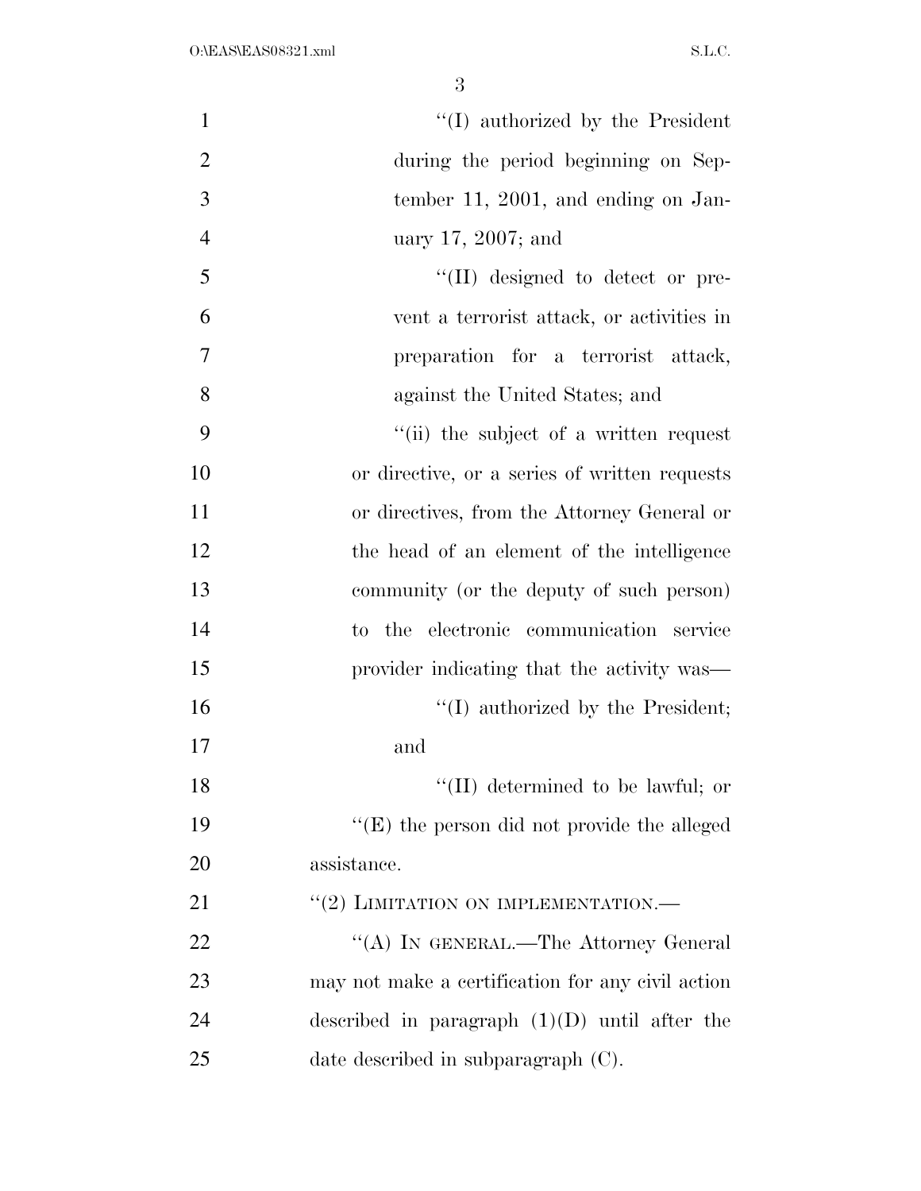''(I) authorized by the President during the period beginning on September 11, 2001, and ending on January 17, 2007; and

''(II) designed to detect or prevent a terrorist attack, or activities in preparation for a terrorist attack, against the United States; and

''(ii) the subject of a written request or directive, or a series of written requests or directives, from the Attorney General or the head of an element of the intelligence community (or the deputy of such person) to the electronic communication service provider indicating that the activity was—

''(I) authorized by the President; and

''(II) determined to be lawful; or

''(E) the person did not provide the alleged assistance.

''(2) LIMITATION ON IMPLEMENTATION.—

''(A) IN GENERAL.—The Attorney General may not make a certification for any civil action described in paragraph (1)(D) until after the date described in subparagraph (C).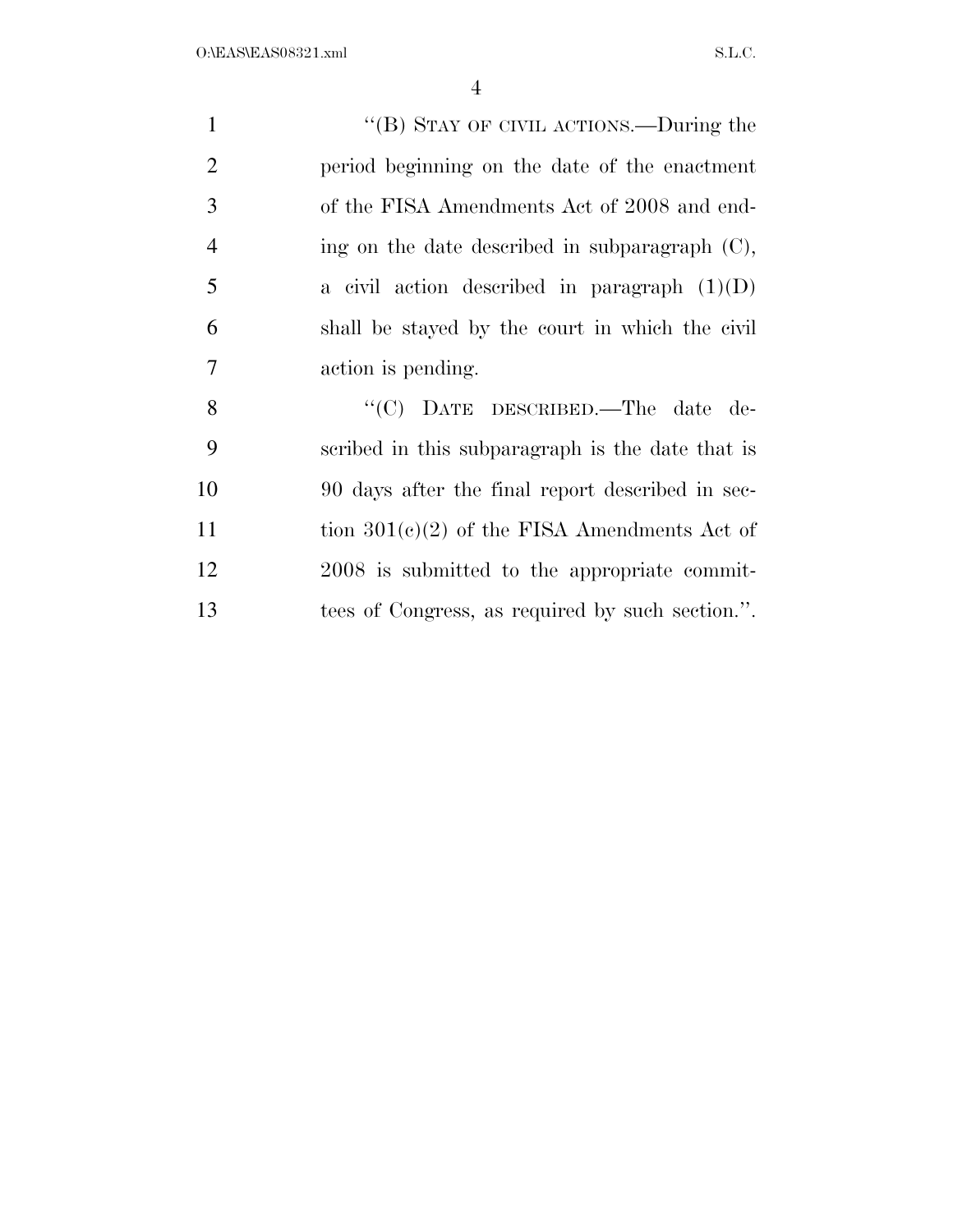"(B) STAY OF CIVIL ACTIONS.—During the period beginning on the date of the enactment of the FISA Amendments Act of 2008 and ending on the date described in subparagraph (C), a civil action described in paragraph (1)(D) shall be stayed by the court in which the civil action is pending.

"(C) DATE DESCRIBED.—The date described in this subparagraph is the date that is 90 days after the final report described in section 301(c)(2) of the FISA Amendments Act of 2008 is submitted to the appropriate committees of Congress, as required by such section.".